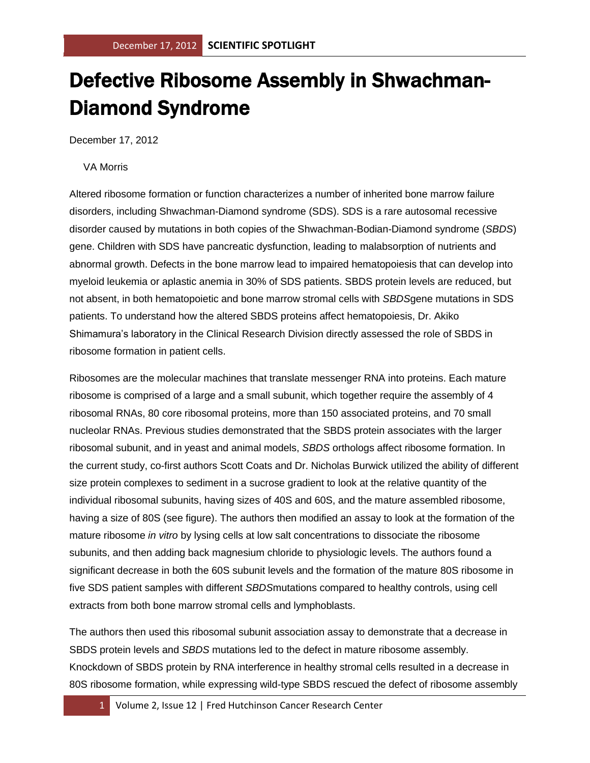# Defective Ribosome Assembly in Shwachman-Diamond Syndrome

December 17, 2012

VA Morris

Altered ribosome formation or function characterizes a number of inherited bone marrow failure disorders, including Shwachman-Diamond syndrome (SDS). SDS is a rare autosomal recessive disorder caused by mutations in both copies of the Shwachman-Bodian-Diamond syndrome (*SBDS*) gene. Children with SDS have pancreatic dysfunction, leading to malabsorption of nutrients and abnormal growth. Defects in the bone marrow lead to impaired hematopoiesis that can develop into myeloid leukemia or aplastic anemia in 30% of SDS patients. SBDS protein levels are reduced, but not absent, in both hematopoietic and bone marrow stromal cells with *SBDS*gene mutations in SDS patients. To understand how the altered SBDS proteins affect hematopoiesis, Dr. Akiko Shimamura's laboratory in the Clinical Research Division directly assessed the role of SBDS in ribosome formation in patient cells.

Ribosomes are the molecular machines that translate messenger RNA into proteins. Each mature ribosome is comprised of a large and a small subunit, which together require the assembly of 4 ribosomal RNAs, 80 core ribosomal proteins, more than 150 associated proteins, and 70 small nucleolar RNAs. Previous studies demonstrated that the SBDS protein associates with the larger ribosomal subunit, and in yeast and animal models, *SBDS* orthologs affect ribosome formation. In the current study, co-first authors Scott Coats and Dr. Nicholas Burwick utilized the ability of different size protein complexes to sediment in a sucrose gradient to look at the relative quantity of the individual ribosomal subunits, having sizes of 40S and 60S, and the mature assembled ribosome, having a size of 80S (see figure). The authors then modified an assay to look at the formation of the mature ribosome *in vitro* by lysing cells at low salt concentrations to dissociate the ribosome subunits, and then adding back magnesium chloride to physiologic levels. The authors found a significant decrease in both the 60S subunit levels and the formation of the mature 80S ribosome in five SDS patient samples with different *SBDS*mutations compared to healthy controls, using cell extracts from both bone marrow stromal cells and lymphoblasts.

The authors then used this ribosomal subunit association assay to demonstrate that a decrease in SBDS protein levels and *SBDS* mutations led to the defect in mature ribosome assembly. Knockdown of SBDS protein by RNA interference in healthy stromal cells resulted in a decrease in 80S ribosome formation, while expressing wild-type SBDS rescued the defect of ribosome assembly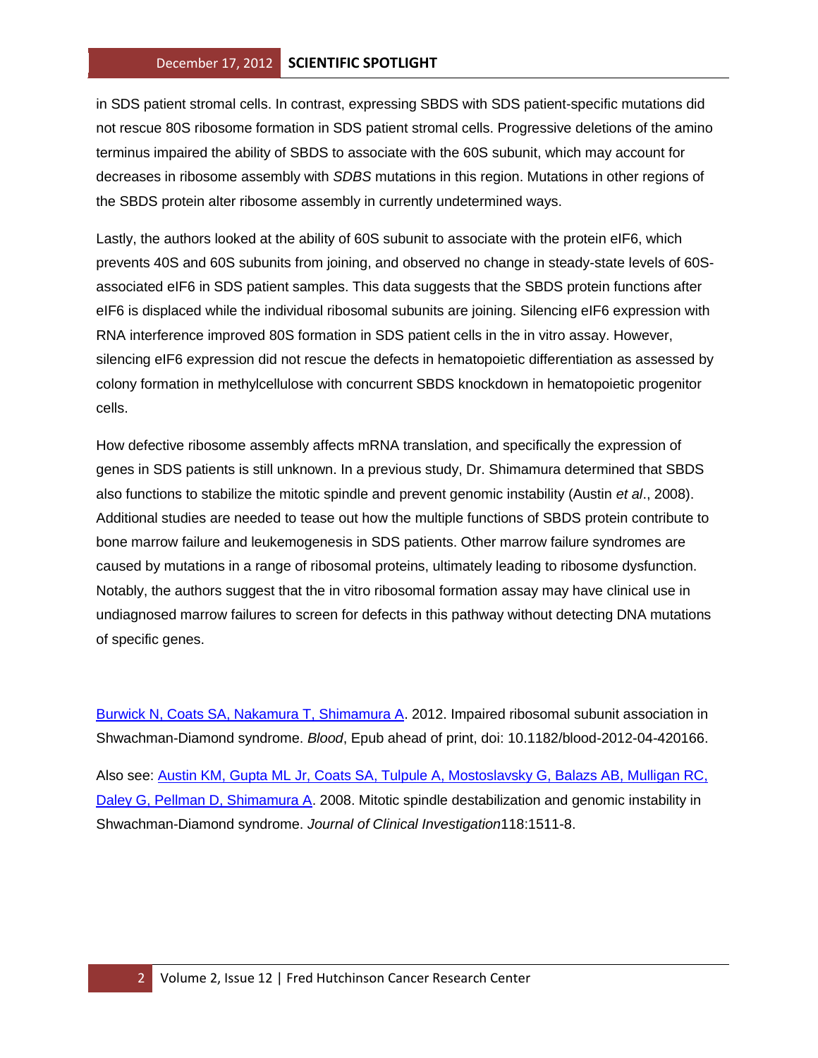in SDS patient stromal cells. In contrast, expressing SBDS with SDS patient-specific mutations did not rescue 80S ribosome formation in SDS patient stromal cells. Progressive deletions of the amino terminus impaired the ability of SBDS to associate with the 60S subunit, which may account for decreases in ribosome assembly with *SDBS* mutations in this region. Mutations in other regions of the SBDS protein alter ribosome assembly in currently undetermined ways.

Lastly, the authors looked at the ability of 60S subunit to associate with the protein eIF6, which prevents 40S and 60S subunits from joining, and observed no change in steady-state levels of 60S-associated eIF6 in SDS patient samples. This data suggests that the SBDS protein functions after eIF6 is displaced while the individual ribosomal subunits are joining. Silencing eIF6 expression with RNA interference improved 80S formation in SDS patient cells in the in vitro assay. However, silencing eIF6 expression did not rescue the defects in hematopoietic differentiation as assessed by colony formation in methylcellulose with concurrent SBDS knockdown in hematopoietic progenitor cells.

How defective ribosome assembly affects mRNA translation, and specifically the expression of genes in SDS patients is still unknown. In a previous study, Dr. Shimamura determined that SBDS also functions to stabilize the mitotic spindle and prevent genomic instability (Austin *et al*., 2008). Additional studies are needed to tease out how the multiple functions of SBDS protein contribute to bone marrow failure and leukemogenesis in SDS patients. Other marrow failure syndromes are caused by mutations in a range of ribosomal proteins, ultimately leading to ribosome dysfunction. Notably, the authors suggest that the in vitro ribosomal formation assay may have clinical use in undiagnosed marrow failures to screen for defects in this pathway without detecting DNA mutations of specific genes.

Burwick N, Coats SA, Nakamura T, Shimamura A. 2012. Impaired ribosomal subunit association in Shwachman-Diamond syndrome. *Blood*, Epub ahead of print, doi: 10.1182/blood-2012-04-420166.

Also see: Austin KM, Gupta ML Jr, Coats SA, Tulpule A, Mostoslavsky G, Balazs AB, Mulligan RC, Daley G, Pellman D, Shimamura A. 2008. Mitotic spindle destabilization and genomic instability in Shwachman-Diamond syndrome. *Journal of Clinical Investigation*118:1511-8.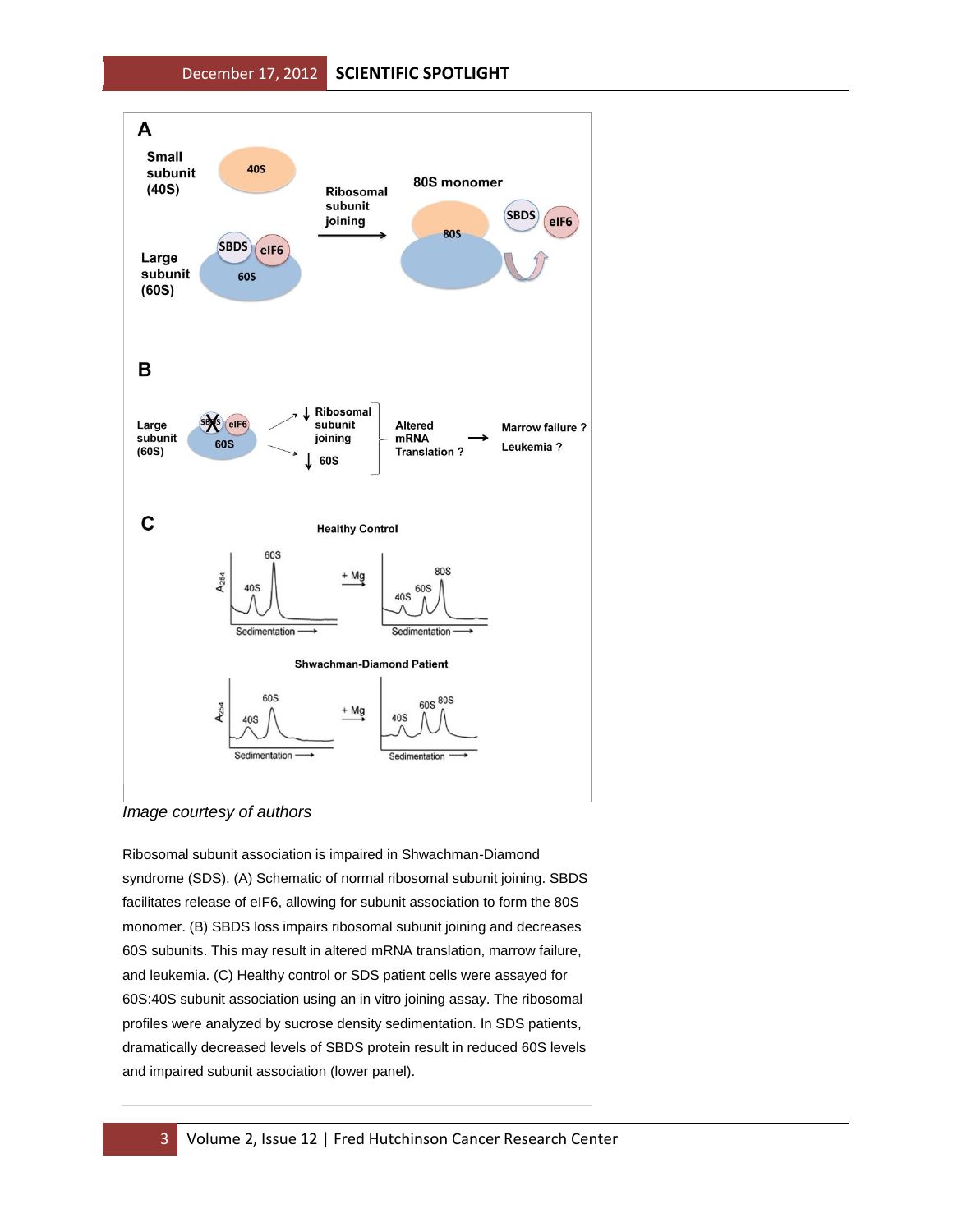A

Small subunit (40S)

40S

Large subunit (60S)

SBDS eIF6

60S

Ribosomal subunit joining

80S monomer

80S

SBDS eIF6

B

Large subunit (60S)

SBDS eIF6

60S

↓ Ribosomal subunit joining

↓ 60S

Altered mRNA Translation ?

Marrow failure ?

Leukemia ?

C

Healthy Control

$A_{254}$

40S

60S

Sedimentation

+ Mg

40S

60S

80S

Sedimentation

Shwachman-Diamond Patient

$A_{254}$

40S

60S

Sedimentation

+ Mg

40S

60S

80S

Sedimentation

*Image courtesy of authors*

Ribosomal subunit association is impaired in Shwachman-Diamond syndrome (SDS). (A) Schematic of normal ribosomal subunit joining. SBDS facilitates release of eIF6, allowing for subunit association to form the 80S monomer. (B) SBDS loss impairs ribosomal subunit joining and decreases 60S subunits. This may result in altered mRNA translation, marrow failure, and leukemia. (C) Healthy control or SDS patient cells were assayed for 60S:40S subunit association using an in vitro joining assay. The ribosomal profiles were analyzed by sucrose density sedimentation. In SDS patients, dramatically decreased levels of SBDS protein result in reduced 60S levels and impaired subunit association (lower panel).